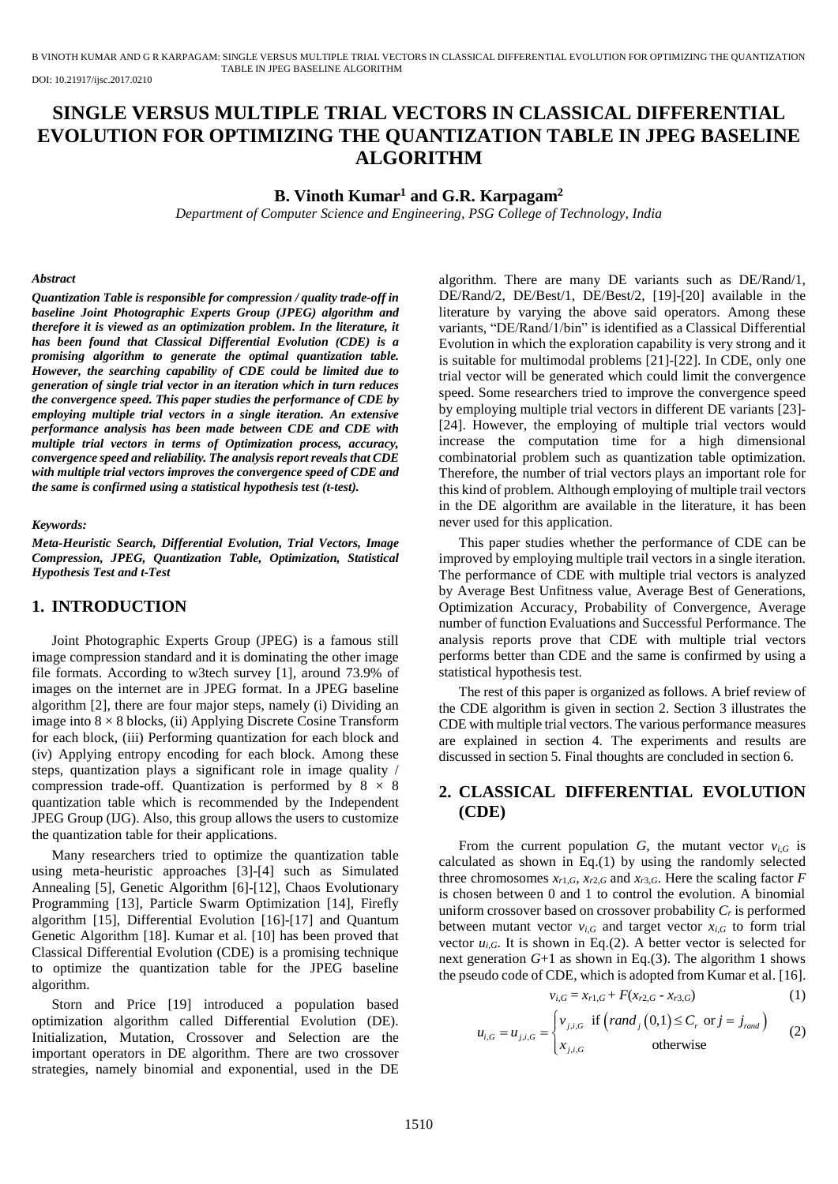DOI: 10.21917/ijsc.2017.0210

# SINGLE VERSUS MULTIPLE TRIAL VECTORS IN CLASSICAL DIFFERENTIAL EVOLUTION FOR OPTIMIZING THE QUANTIZATION TABLE IN JPEG BASELINE ALGORITHM

**B. Vinoth Kumar[1] and G.R. Karpagam[2]**

*Department of Computer Science and Engineering, PSG College of Technology, India*

***Abstract***

***Quantization Table is responsible for compression / quality trade-off in baseline Joint Photographic Experts Group (JPEG) algorithm and therefore it is viewed as an optimization problem. In the literature, it has been found that Classical Differential Evolution (CDE) is a promising algorithm to generate the optimal quantization table. However, the searching capability of CDE could be limited due to generation of single trial vector in an iteration which in turn reduces the convergence speed. This paper studies the performance of CDE by employing multiple trial vectors in a single iteration. An extensive performance analysis has been made between CDE and CDE with multiple trial vectors in terms of Optimization process, accuracy, convergence speed and reliability. The analysis report reveals that CDE with multiple trial vectors improves the convergence speed of CDE and the same is confirmed using a statistical hypothesis test (t-test).***

***Keywords:***

***Meta-Heuristic Search, Differential Evolution, Trial Vectors, Image Compression, JPEG, Quantization Table, Optimization, Statistical Hypothesis Test and t-Test***

## 1. INTRODUCTION

Joint Photographic Experts Group (JPEG) is a famous still image compression standard and it is dominating the other image file formats. According to w3tech survey [1], around 73.9% of images on the internet are in JPEG format. In a JPEG baseline algorithm [2], there are four major steps, namely (i) Dividing an image into $8 \times 8$ blocks, (ii) Applying Discrete Cosine Transform for each block, (iii) Performing quantization for each block and (iv) Applying entropy encoding for each block. Among these steps, quantization plays a significant role in image quality / compression trade-off. Quantization is performed by $8 \times 8$ quantization table which is recommended by the Independent JPEG Group (IJG). Also, this group allows the users to customize the quantization table for their applications.

Many researchers tried to optimize the quantization table using meta-heuristic approaches [3]-[4] such as Simulated Annealing [5], Genetic Algorithm [6]-[12], Chaos Evolutionary Programming [13], Particle Swarm Optimization [14], Firefly algorithm [15], Differential Evolution [16]-[17] and Quantum Genetic Algorithm [18]. Kumar et al. [10] has been proved that Classical Differential Evolution (CDE) is a promising technique to optimize the quantization table for the JPEG baseline algorithm.

Storn and Price [19] introduced a population based optimization algorithm called Differential Evolution (DE). Initialization, Mutation, Crossover and Selection are the important operators in DE algorithm. There are two crossover strategies, namely binomial and exponential, used in the DE algorithm. There are many DE variants such as DE/Rand/1, DE/Rand/2, DE/Best/1, DE/Best/2, [19]-[20] available in the literature by varying the above said operators. Among these variants, "DE/Rand/1/bin" is identified as a Classical Differential Evolution in which the exploration capability is very strong and it is suitable for multimodal problems [21]-[22]. In CDE, only one trial vector will be generated which could limit the convergence speed. Some researchers tried to improve the convergence speed by employing multiple trial vectors in different DE variants [23]-[24]. However, the employing of multiple trial vectors would increase the computation time for a high dimensional combinatorial problem such as quantization table optimization. Therefore, the number of trial vectors plays an important role for this kind of problem. Although employing of multiple trail vectors in the DE algorithm are available in the literature, it has been never used for this application.

This paper studies whether the performance of CDE can be improved by employing multiple trail vectors in a single iteration. The performance of CDE with multiple trial vectors is analyzed by Average Best Unfitness value, Average Best of Generations, Optimization Accuracy, Probability of Convergence, Average number of function Evaluations and Successful Performance. The analysis reports prove that CDE with multiple trial vectors performs better than CDE and the same is confirmed by using a statistical hypothesis test.

The rest of this paper is organized as follows. A brief review of the CDE algorithm is given in section 2. Section 3 illustrates the CDE with multiple trial vectors. The various performance measures are explained in section 4. The experiments and results are discussed in section 5. Final thoughts are concluded in section 6.

## 2. CLASSICAL DIFFERENTIAL EVOLUTION (CDE)

From the current population $G$, the mutant vector $v_{i,G}$ is calculated as shown in Eq.(1) by using the randomly selected three chromosomes $x_{r1,G}$, $x_{r2,G}$ and $x_{r3,G}$. Here the scaling factor $F$ is chosen between 0 and 1 to control the evolution. A binomial uniform crossover based on crossover probability $C_r$ is performed between mutant vector $v_{i,G}$ and target vector $x_{i,G}$ to form trial vector $u_{i,G}$. It is shown in Eq.(2). A better vector is selected for next generation $G$+1 as shown in Eq.(3). The algorithm 1 shows the pseudo code of CDE, which is adopted from Kumar et al. [16].

$$v_{i,G} = x_{r1,G} + F(x_{r2,G} - x_{r3,G}) \tag{1}$$

$$u_{i,G} = u_{j,i,G} = \begin{cases} v_{j,i,G} & \text{if } \left(rand_j\left(0,1\right) \le C_r \text{ or } j = j_{rand}\right) \\ x_{j,i,G} & \text{otherwise} \end{cases} \tag{2}$$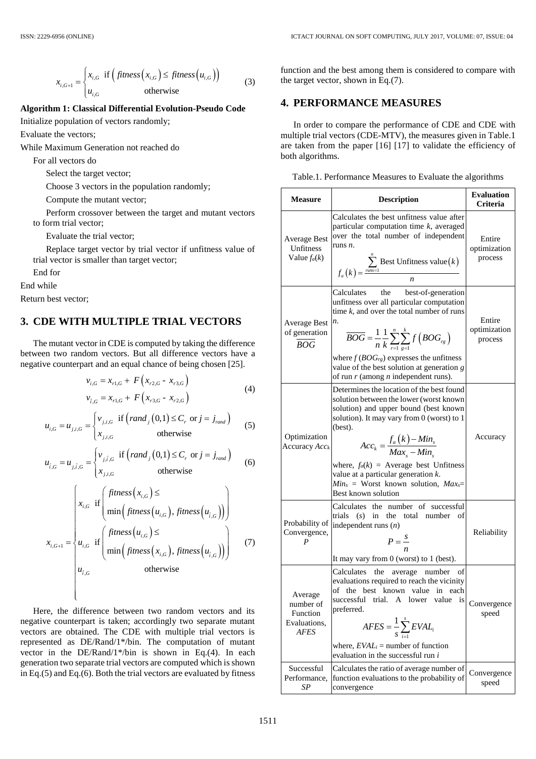$$x_{i,G+1} = \begin{cases} x_{i,G} & \text{if } \left( fitness\left(x_{i,G}\right) \le fitness\left(u_{i,G}\right) \right) \\ u_{i,G} & \text{otherwise} \end{cases} \quad (3)$$

**Algorithm 1: Classical Differential Evolution-Pseudo Code**

Initialize population of vectors randomly;

Evaluate the vectors;

While Maximum Generation not reached do

For all vectors do

Select the target vector;

Choose 3 vectors in the population randomly;

Compute the mutant vector;

Perform crossover between the target and mutant vectors to form trial vector;

Evaluate the trial vector;

Replace target vector by trial vector if unfitness value of trial vector is smaller than target vector;

End for

End while

Return best vector;

## 3. CDE WITH MULTIPLE TRIAL VECTORS

The mutant vector in CDE is computed by taking the difference between two random vectors. But all difference vectors have a negative counterpart and an equal chance of being chosen [25].

$$\begin{aligned} v_{i,G} &= x_{r1,G} + F\left(x_{r2,G} - x_{r3,G}\right) \\ v_{\hat{i},G} &= x_{r1,G} + F\left(x_{r3,G} - x_{r2,G}\right) \end{aligned} \quad (4)$$

$$u_{i,G} = u_{j,i,G} = \begin{cases} v_{j,i,G} & \text{if } \left( rand_j(0,1) \le C_r \text{ or } j = j_{rand} \right) \\ x_{j,i,G} & \text{otherwise} \end{cases} \quad (5)$$

$$u_{\hat{i},G} = u_{j,\hat{i},G} = \begin{cases} v_{j,\hat{i},G} & \text{if } \left( rand_j(0,1) \le C_r \text{ or } j = j_{rand} \right) \\ x_{j,i,G} & \text{otherwise} \end{cases} \quad (6)$$

$$x_{i,G+1} = \begin{cases} x_{i,G} & \text{if } \left( \begin{array}{l} fitness\left(x_{i,G}\right) \le \\ \min\left( fitness\left(u_{i,G}\right), fitness\left(u_{\hat{i},G}\right) \right) \end{array} \right) \\ u_{i,G} & \text{if } \left( \begin{array}{l} fitness\left(u_{i,G}\right) \le \\ \min\left( fitness\left(x_{i,G}\right), fitness\left(u_{\hat{i},G}\right) \right) \end{array} \right) \\ u_{\hat{i},G} & \text{otherwise} \end{cases} \quad (7)$$

Here, the difference between two random vectors and its negative counterpart is taken; accordingly two separate mutant vectors are obtained. The CDE with multiple trial vectors is represented as DE/Rand/1*/bin. The computation of mutant vector in the DE/Rand/1*/bin is shown in Eq.(4). In each generation two separate trial vectors are computed which is shown in Eq.(5) and Eq.(6). Both the trial vectors are evaluated by fitness function and the best among them is considered to compare with the target vector, shown in Eq.(7).

## 4. PERFORMANCE MEASURES

In order to compare the performance of CDE and CDE with multiple trial vectors (CDE-MTV), the measures given in Table.1 are taken from the paper [16] [17] to validate the efficiency of both algorithms.

Table.1. Performance Measures to Evaluate the algorithms

| Measure | Description | Evaluation Criteria |
|---|---|---|
| Average Best Unfitness Value $f_a(k)$ | Calculates the best unfitness value after particular computation time $k$, averaged over the total number of independent runs $n$. $f_a(k) = \frac{\sum_{runs=1}^{n} \text{Best Unfitness value}(k)}{n}$ | Entire optimization process |
| Average Best of generation $\overline{BOG}$ | Calculates the best-of-generation unfitness over all particular computation time $k$, and over the total number of runs $n$. $\overline{BOG} = \frac{1}{n}\frac{1}{k}\sum_{r=1}^{n}\sum_{g=1}^{k} f\left(BOG_{rg}\right)$ where $f(BOG_{rg})$ expresses the unfitness value of the best solution at generation $g$ of run $r$ (among $n$ independent runs). | Entire optimization process |
| Optimization Accuracy $Acc_k$ | Determines the location of the best found solution between the lower (worst known solution) and upper bound (best known solution). It may vary from 0 (worst) to 1 (best). $Acc_k = \frac{f_a(k) - Min_s}{Max_s - Min_s}$ where, $f_a(k)$ = Average best Unfitness value at a particular generation $k$. $Min_s$ = Worst known solution, $Max_s$= Best known solution | Accuracy |
| Probability of Convergence, $P$ | Calculates the number of successful trials ($s$) in the total number of independent runs ($n$) $P = \frac{s}{n}$ It may vary from 0 (worst) to 1 (best). | Reliability |
| Average number of Function Evaluations, *AFES* | Calculates the average number of evaluations required to reach the vicinity of the best known value in each successful trial. A lower value is preferred. $AFES = \frac{1}{s}\sum_{i=1}^{s} EVAL_i$ where, $EVAL_i$ = number of function evaluation in the successful run $i$ | Convergence speed |
| Successful Performance, *SP* | Calculates the ratio of average number of function evaluations to the probability of convergence | Convergence speed |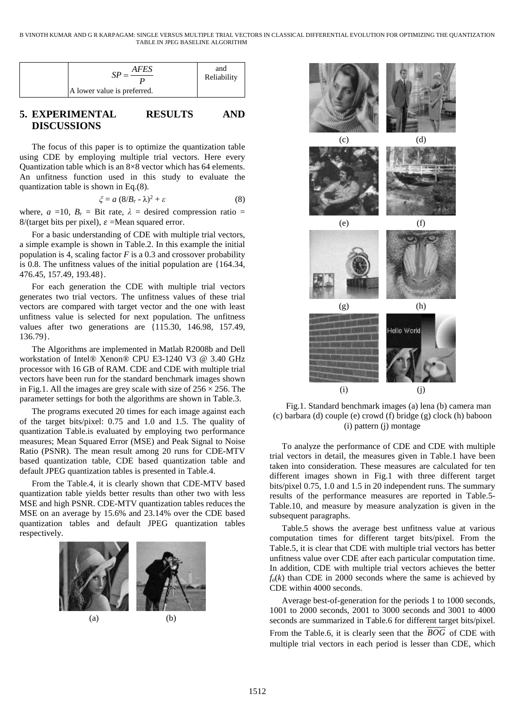| | $SP = \dfrac{AFES}{P}$ A lower value is preferred. | and Reliability |
|---|---|---|

## 5. EXPERIMENTAL RESULTS AND DISCUSSIONS

The focus of this paper is to optimize the quantization table using CDE by employing multiple trial vectors. Here every Quantization table which is an 8×8 vector which has 64 elements. An unfitness function used in this study to evaluate the quantization table is shown in Eq.(8).

$$\xi = a\,(8/B_r - \lambda)^2 + \varepsilon \tag{8}$$

where, $a$ =10, $B_r$ = Bit rate, $\lambda$ = desired compression ratio = 8/(target bits per pixel), $\varepsilon$ =Mean squared error.

For a basic understanding of CDE with multiple trial vectors, a simple example is shown in Table.2. In this example the initial population is 4, scaling factor $F$ is a 0.3 and crossover probability is 0.8. The unfitness values of the initial population are {164.34, 476.45, 157.49, 193.48}.

For each generation the CDE with multiple trial vectors generates two trial vectors. The unfitness values of these trial vectors are compared with target vector and the one with least unfitness value is selected for next population. The unfitness values after two generations are {115.30, 146.98, 157.49, 136.79}.

The Algorithms are implemented in Matlab R2008b and Dell workstation of Intel® Xenon® CPU E3-1240 V3 @ 3.40 GHz processor with 16 GB of RAM. CDE and CDE with multiple trial vectors have been run for the standard benchmark images shown in Fig.1. All the images are grey scale with size of 256 × 256. The parameter settings for both the algorithms are shown in Table.3.

The programs executed 20 times for each image against each of the target bits/pixel: 0.75 and 1.0 and 1.5. The quality of quantization Table.is evaluated by employing two performance measures; Mean Squared Error (MSE) and Peak Signal to Noise Ratio (PSNR). The mean result among 20 runs for CDE-MTV based quantization table, CDE based quantization table and default JPEG quantization tables is presented in Table.4.

From the Table.4, it is clearly shown that CDE-MTV based quantization table yields better results than other two with less MSE and high PSNR. CDE-MTV quantization tables reduces the MSE on an average by 15.6% and 23.14% over the CDE based quantization tables and default JPEG quantization tables respectively.

(a) (b) (c) (d) (e) (f) (g) (h) (i) (j)

Fig.1. Standard benchmark images (a) lena (b) camera man (c) barbara (d) couple (e) crowd (f) bridge (g) clock (h) baboon (i) pattern (j) montage

To analyze the performance of CDE and CDE with multiple trial vectors in detail, the measures given in Table.1 have been taken into consideration. These measures are calculated for ten different images shown in Fig.1 with three different target bits/pixel 0.75, 1.0 and 1.5 in 20 independent runs. The summary results of the performance measures are reported in Table.5-Table.10, and measure by measure analyzation is given in the subsequent paragraphs.

Table.5 shows the average best unfitness value at various computation times for different target bits/pixel. From the Table.5, it is clear that CDE with multiple trial vectors has better unfitness value over CDE after each particular computation time. In addition, CDE with multiple trial vectors achieves the better $f_a(k)$ than CDE in 2000 seconds where the same is achieved by CDE within 4000 seconds.

Average best-of-generation for the periods 1 to 1000 seconds, 1001 to 2000 seconds, 2001 to 3000 seconds and 3001 to 4000 seconds are summarized in Table.6 for different target bits/pixel. From the Table.6, it is clearly seen that the $\overline{BOG}$ of CDE with multiple trial vectors in each period is lesser than CDE, which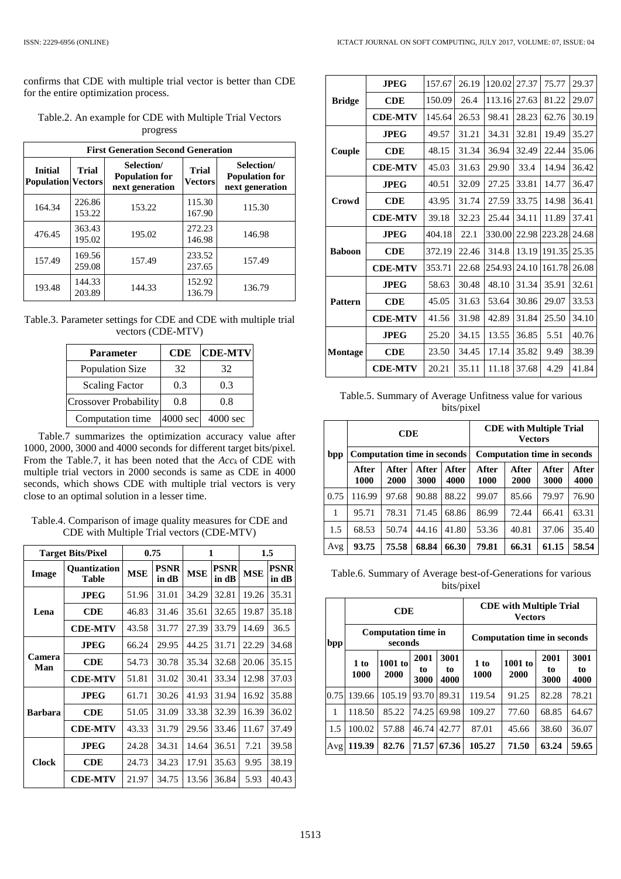confirms that CDE with multiple trial vector is better than CDE for the entire optimization process.

Table.2. An example for CDE with Multiple Trial Vectors progress

| First Generation | | | Second Generation | |
|---|---|---|---|---|
| Initial Population | Trial Vectors | Selection/ Population for next generation | Trial Vectors | Selection/ Population for next generation |
| 164.34 | 226.86 153.22 | 153.22 | 115.30 167.90 | 115.30 |
| 476.45 | 363.43 195.02 | 195.02 | 272.23 146.98 | 146.98 |
| 157.49 | 169.56 259.08 | 157.49 | 233.52 237.65 | 157.49 |
| 193.48 | 144.33 203.89 | 144.33 | 152.92 136.79 | 136.79 |

Table.3. Parameter settings for CDE and CDE with multiple trial vectors (CDE-MTV)

| Parameter | CDE | CDE-MTV |
|---|---|---|
| Population Size | 32 | 32 |
| Scaling Factor | 0.3 | 0.3 |
| Crossover Probability | 0.8 | 0.8 |
| Computation time | 4000 sec | 4000 sec |

Table.7 summarizes the optimization accuracy value after 1000, 2000, 3000 and 4000 seconds for different target bits/pixel. From the Table.7, it has been noted that the $Acc_k$ of CDE with multiple trial vectors in 2000 seconds is same as CDE in 4000 seconds, which shows CDE with multiple trial vectors is very close to an optimal solution in a lesser time.

Table.4. Comparison of image quality measures for CDE and CDE with Multiple Trial vectors (CDE-MTV)

| Target Bits/Pixel | | 0.75 | | 1 | | 1.5 | |
|---|---|---|---|---|---|---|---|
| Image | Quantization Table | MSE | PSNR in dB | MSE | PSNR in dB | MSE | PSNR in dB |
| Lena | JPEG | 51.96 | 31.01 | 34.29 | 32.81 | 19.26 | 35.31 |
| | CDE | 46.83 | 31.46 | 35.61 | 32.65 | 19.87 | 35.18 |
| | CDE-MTV | 43.58 | 31.77 | 27.39 | 33.79 | 14.69 | 36.5 |
| Camera Man | JPEG | 66.24 | 29.95 | 44.25 | 31.71 | 22.29 | 34.68 |
| | CDE | 54.73 | 30.78 | 35.34 | 32.68 | 20.06 | 35.15 |
| | CDE-MTV | 51.81 | 31.02 | 30.41 | 33.34 | 12.98 | 37.03 |
| Barbara | JPEG | 61.71 | 30.26 | 41.93 | 31.94 | 16.92 | 35.88 |
| | CDE | 51.05 | 31.09 | 33.38 | 32.39 | 16.39 | 36.02 |
| | CDE-MTV | 43.33 | 31.79 | 29.56 | 33.46 | 11.67 | 37.49 |
| Clock | JPEG | 24.28 | 34.31 | 14.64 | 36.51 | 7.21 | 39.58 |
| | CDE | 24.73 | 34.23 | 17.91 | 35.63 | 9.95 | 38.19 |
| | CDE-MTV | 21.97 | 34.75 | 13.56 | 36.84 | 5.93 | 40.43 |
| Bridge | JPEG | 157.67 | 26.19 | 120.02 | 27.37 | 75.77 | 29.37 |
| | CDE | 150.09 | 26.4 | 113.16 | 27.63 | 81.22 | 29.07 |
| | CDE-MTV | 145.64 | 26.53 | 98.41 | 28.23 | 62.76 | 30.19 |
| Couple | JPEG | 49.57 | 31.21 | 34.31 | 32.81 | 19.49 | 35.27 |
| | CDE | 48.15 | 31.34 | 36.94 | 32.49 | 22.44 | 35.06 |
| | CDE-MTV | 45.03 | 31.63 | 29.90 | 33.4 | 14.94 | 36.42 |
| Crowd | JPEG | 40.51 | 32.09 | 27.25 | 33.81 | 14.77 | 36.47 |
| | CDE | 43.95 | 31.74 | 27.59 | 33.75 | 14.98 | 36.41 |
| | CDE-MTV | 39.18 | 32.23 | 25.44 | 34.11 | 11.89 | 37.41 |
| Baboon | JPEG | 404.18 | 22.1 | 330.00 | 22.98 | 223.28 | 24.68 |
| | CDE | 372.19 | 22.46 | 314.8 | 13.19 | 191.35 | 25.35 |
| | CDE-MTV | 353.71 | 22.68 | 254.93 | 24.10 | 161.78 | 26.08 |
| Pattern | JPEG | 58.63 | 30.48 | 48.10 | 31.34 | 35.91 | 32.61 |
| | CDE | 45.05 | 31.63 | 53.64 | 30.86 | 29.07 | 33.53 |
| | CDE-MTV | 41.56 | 31.98 | 42.89 | 31.84 | 25.50 | 34.10 |
| Montage | JPEG | 25.20 | 34.15 | 13.55 | 36.85 | 5.51 | 40.76 |
| | CDE | 23.50 | 34.45 | 17.14 | 35.82 | 9.49 | 38.39 |
| | CDE-MTV | 20.21 | 35.11 | 11.18 | 37.68 | 4.29 | 41.84 |

Table.5. Summary of Average Unfitness value for various bits/pixel

| bpp | CDE | | | | CDE with Multiple Trial Vectors | | | |
|---|---|---|---|---|---|---|---|---|
| | Computation time in seconds | | | | Computation time in seconds | | | |
| | After 1000 | After 2000 | After 3000 | After 4000 | After 1000 | After 2000 | After 3000 | After 4000 |
| 0.75 | 116.99 | 97.68 | 90.88 | 88.22 | 99.07 | 85.66 | 79.97 | 76.90 |
| 1 | 95.71 | 78.31 | 71.45 | 68.86 | 86.99 | 72.44 | 66.41 | 63.31 |
| 1.5 | 68.53 | 50.74 | 44.16 | 41.80 | 53.36 | 40.81 | 37.06 | 35.40 |
| Avg | **93.75** | **75.58** | **68.84** | **66.30** | **79.81** | **66.31** | **61.15** | **58.54** |

Table.6. Summary of Average best-of-Generations for various bits/pixel

| bpp | CDE | | | | CDE with Multiple Trial Vectors | | | |
|---|---|---|---|---|---|---|---|---|
| | Computation time in seconds | | | | Computation time in seconds | | | |
| | 1 to 1000 | 1001 to 2000 | 2001 to 3000 | 3001 to 4000 | 1 to 1000 | 1001 to 2000 | 2001 to 3000 | 3001 to 4000 |
| 0.75 | 139.66 | 105.19 | 93.70 | 89.31 | 119.54 | 91.25 | 82.28 | 78.21 |
| 1 | 118.50 | 85.22 | 74.25 | 69.98 | 109.27 | 77.60 | 68.85 | 64.67 |
| 1.5 | 100.02 | 57.88 | 46.74 | 42.77 | 87.01 | 45.66 | 38.60 | 36.07 |
| Avg | **119.39** | **82.76** | **71.57** | **67.36** | **105.27** | **71.50** | **63.24** | **59.65** |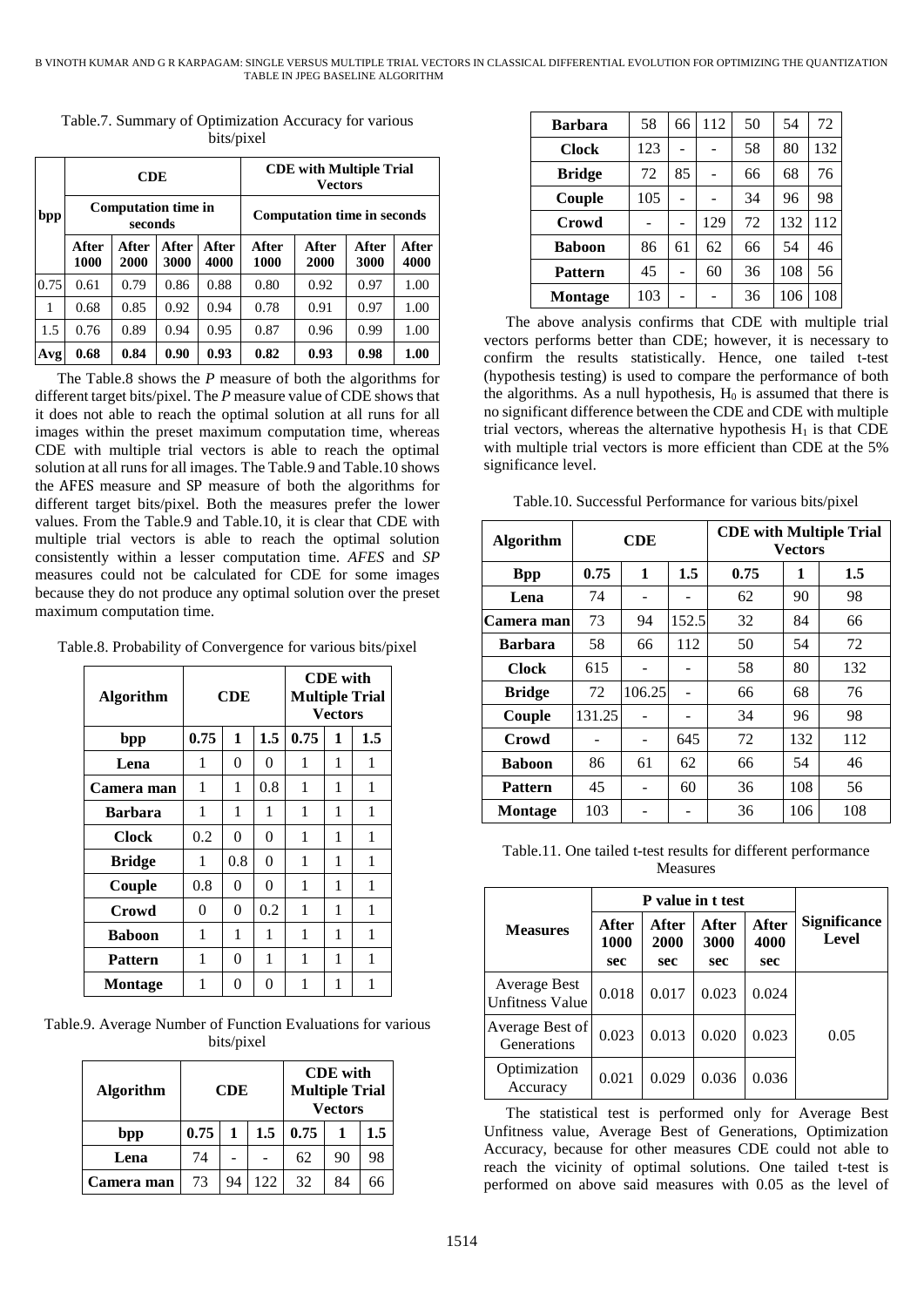Table.7. Summary of Optimization Accuracy for various bits/pixel

| bpp | CDE | | | | CDE with Multiple Trial Vectors | | | |
|---|---|---|---|---|---|---|---|---|
| | Computation time in seconds | | | | Computation time in seconds | | | |
| | After 1000 | After 2000 | After 3000 | After 4000 | After 1000 | After 2000 | After 3000 | After 4000 |
| 0.75 | 0.61 | 0.79 | 0.86 | 0.88 | 0.80 | 0.92 | 0.97 | 1.00 |
| 1 | 0.68 | 0.85 | 0.92 | 0.94 | 0.78 | 0.91 | 0.97 | 1.00 |
| 1.5 | 0.76 | 0.89 | 0.94 | 0.95 | 0.87 | 0.96 | 0.99 | 1.00 |
| **Avg** | **0.68** | **0.84** | **0.90** | **0.93** | **0.82** | **0.93** | **0.98** | **1.00** |

The Table.8 shows the *P* measure of both the algorithms for different target bits/pixel. The *P* measure value of CDE shows that it does not able to reach the optimal solution at all runs for all images within the preset maximum computation time, whereas CDE with multiple trial vectors is able to reach the optimal solution at all runs for all images. The Table.9 and Table.10 shows the AFES measure and SP measure of both the algorithms for different target bits/pixel. Both the measures prefer the lower values. From the Table.9 and Table.10, it is clear that CDE with multiple trial vectors is able to reach the optimal solution consistently within a lesser computation time. *AFES* and *SP* measures could not be calculated for CDE for some images because they do not produce any optimal solution over the preset maximum computation time.

Table.8. Probability of Convergence for various bits/pixel

| Algorithm | CDE | | | CDE with Multiple Trial Vectors | | |
|---|---|---|---|---|---|---|
| bpp | 0.75 | 1 | 1.5 | 0.75 | 1 | 1.5 |
| Lena | 1 | 0 | 0 | 1 | 1 | 1 |
| Camera man | 1 | 1 | 0.8 | 1 | 1 | 1 |
| Barbara | 1 | 1 | 1 | 1 | 1 | 1 |
| Clock | 0.2 | 0 | 0 | 1 | 1 | 1 |
| Bridge | 1 | 0.8 | 0 | 1 | 1 | 1 |
| Couple | 0.8 | 0 | 0 | 1 | 1 | 1 |
| Crowd | 0 | 0 | 0.2 | 1 | 1 | 1 |
| Baboon | 1 | 1 | 1 | 1 | 1 | 1 |
| Pattern | 1 | 0 | 1 | 1 | 1 | 1 |
| Montage | 1 | 0 | 0 | 1 | 1 | 1 |

Table.9. Average Number of Function Evaluations for various bits/pixel

| Algorithm | CDE | | | CDE with Multiple Trial Vectors | | |
|---|---|---|---|---|---|---|
| bpp | 0.75 | 1 | 1.5 | 0.75 | 1 | 1.5 |
| Lena | 74 | - | - | 62 | 90 | 98 |
| Camera man | 73 | 94 | 122 | 32 | 84 | 66 |
| Barbara | 58 | 66 | 112 | 50 | 54 | 72 |
| Clock | 123 | - | - | 58 | 80 | 132 |
| Bridge | 72 | 85 | - | 66 | 68 | 76 |
| Couple | 105 | - | - | 34 | 96 | 98 |
| Crowd | - | - | 129 | 72 | 132 | 112 |
| Baboon | 86 | 61 | 62 | 66 | 54 | 46 |
| Pattern | 45 | - | 60 | 36 | 108 | 56 |
| Montage | 103 | - | - | 36 | 106 | 108 |

The above analysis confirms that CDE with multiple trial vectors performs better than CDE; however, it is necessary to confirm the results statistically. Hence, one tailed t-test (hypothesis testing) is used to compare the performance of both the algorithms. As a null hypothesis, $H_0$ is assumed that there is no significant difference between the CDE and CDE with multiple trial vectors, whereas the alternative hypothesis $H_1$ is that CDE with multiple trial vectors is more efficient than CDE at the 5% significance level.

Table.10. Successful Performance for various bits/pixel

| Algorithm | CDE | | | CDE with Multiple Trial Vectors | | |
|---|---|---|---|---|---|---|
| Bpp | 0.75 | 1 | 1.5 | 0.75 | 1 | 1.5 |
| Lena | 74 | - | - | 62 | 90 | 98 |
| Camera man | 73 | 94 | 152.5 | 32 | 84 | 66 |
| Barbara | 58 | 66 | 112 | 50 | 54 | 72 |
| Clock | 615 | - | - | 58 | 80 | 132 |
| Bridge | 72 | 106.25 | - | 66 | 68 | 76 |
| Couple | 131.25 | - | - | 34 | 96 | 98 |
| Crowd | - | - | 645 | 72 | 132 | 112 |
| Baboon | 86 | 61 | 62 | 66 | 54 | 46 |
| Pattern | 45 | - | 60 | 36 | 108 | 56 |
| Montage | 103 | - | - | 36 | 106 | 108 |

Table.11. One tailed t-test results for different performance Measures

| Measures | P value in t test | | | | Significance Level |
|---|---|---|---|---|---|
| | After 1000 sec | After 2000 sec | After 3000 sec | After 4000 sec | |
| Average Best Unfitness Value | 0.018 | 0.017 | 0.023 | 0.024 | 0.05 |
| Average Best of Generations | 0.023 | 0.013 | 0.020 | 0.023 | |
| Optimization Accuracy | 0.021 | 0.029 | 0.036 | 0.036 | |

The statistical test is performed only for Average Best Unfitness value, Average Best of Generations, Optimization Accuracy, because for other measures CDE could not able to reach the vicinity of optimal solutions. One tailed t-test is performed on above said measures with 0.05 as the level of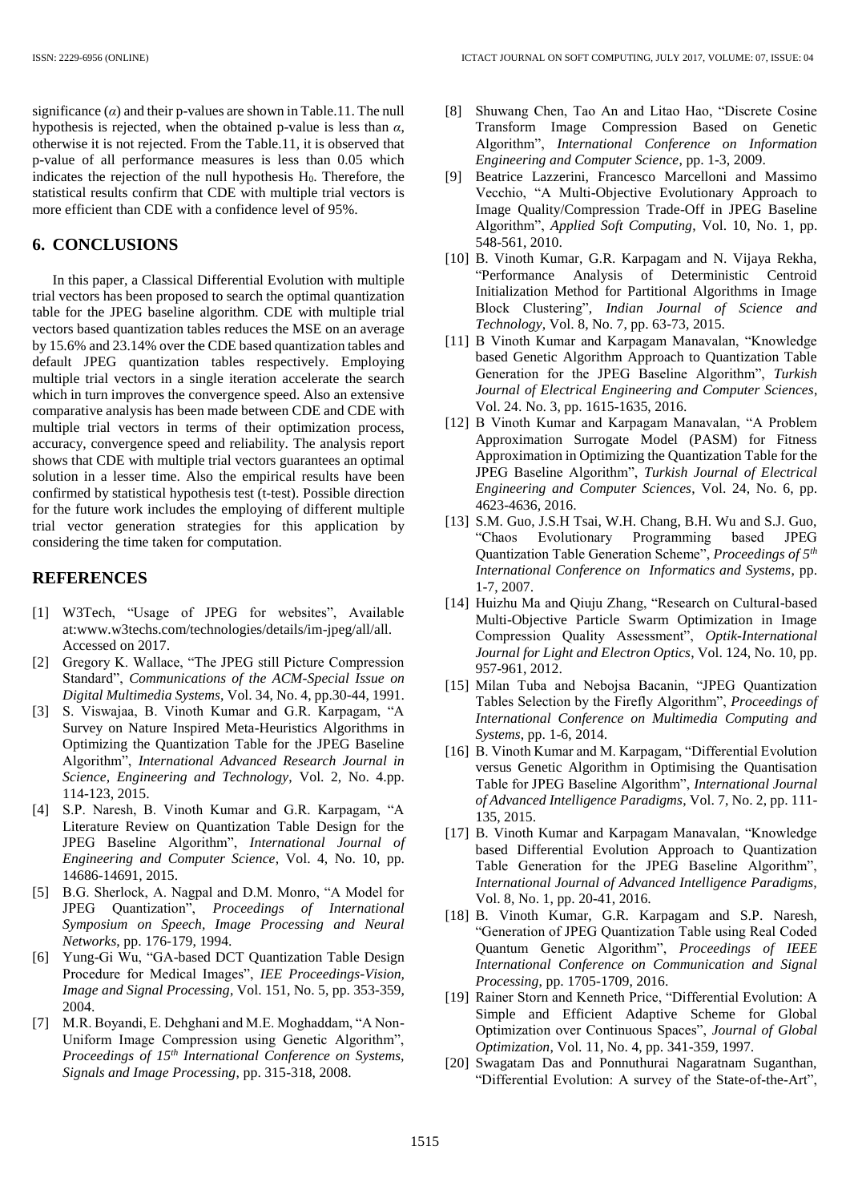significance ($\alpha$) and their p-values are shown in Table.11. The null hypothesis is rejected, when the obtained p-value is less than $\alpha$, otherwise it is not rejected. From the Table.11, it is observed that p-value of all performance measures is less than 0.05 which indicates the rejection of the null hypothesis $H_0$. Therefore, the statistical results confirm that CDE with multiple trial vectors is more efficient than CDE with a confidence level of 95%.

## 6. CONCLUSIONS

In this paper, a Classical Differential Evolution with multiple trial vectors has been proposed to search the optimal quantization table for the JPEG baseline algorithm. CDE with multiple trial vectors based quantization tables reduces the MSE on an average by 15.6% and 23.14% over the CDE based quantization tables and default JPEG quantization tables respectively. Employing multiple trial vectors in a single iteration accelerate the search which in turn improves the convergence speed. Also an extensive comparative analysis has been made between CDE and CDE with multiple trial vectors in terms of their optimization process, accuracy, convergence speed and reliability. The analysis report shows that CDE with multiple trial vectors guarantees an optimal solution in a lesser time. Also the empirical results have been confirmed by statistical hypothesis test (t-test). Possible direction for the future work includes the employing of different multiple trial vector generation strategies for this application by considering the time taken for computation.

## REFERENCES

[1] W3Tech, "Usage of JPEG for websites", Available at:www.w3techs.com/technologies/details/im-jpeg/all/all. Accessed on 2017.

[2] Gregory K. Wallace, "The JPEG still Picture Compression Standard", *Communications of the ACM-Special Issue on Digital Multimedia Systems*, Vol. 34, No. 4, pp.30-44, 1991.

[3] S. Viswajaa, B. Vinoth Kumar and G.R. Karpagam, "A Survey on Nature Inspired Meta-Heuristics Algorithms in Optimizing the Quantization Table for the JPEG Baseline Algorithm", *International Advanced Research Journal in Science, Engineering and Technology*, Vol. 2, No. 4.pp. 114-123, 2015.

[4] S.P. Naresh, B. Vinoth Kumar and G.R. Karpagam, "A Literature Review on Quantization Table Design for the JPEG Baseline Algorithm", *International Journal of Engineering and Computer Science*, Vol. 4, No. 10, pp. 14686-14691, 2015.

[5] B.G. Sherlock, A. Nagpal and D.M. Monro, "A Model for JPEG Quantization", *Proceedings of International Symposium on Speech, Image Processing and Neural Networks*, pp. 176-179, 1994.

[6] Yung-Gi Wu, "GA-based DCT Quantization Table Design Procedure for Medical Images", *IEE Proceedings-Vision, Image and Signal Processing*, Vol. 151, No. 5, pp. 353-359, 2004.

[7] M.R. Boyandi, E. Dehghani and M.E. Moghaddam, "A Non-Uniform Image Compression using Genetic Algorithm", *Proceedings of 15th International Conference on Systems, Signals and Image Processing*, pp. 315-318, 2008.

[8] Shuwang Chen, Tao An and Litao Hao, "Discrete Cosine Transform Image Compression Based on Genetic Algorithm", *International Conference on Information Engineering and Computer Science*, pp. 1-3, 2009.

[9] Beatrice Lazzerini, Francesco Marcelloni and Massimo Vecchio, "A Multi-Objective Evolutionary Approach to Image Quality/Compression Trade-Off in JPEG Baseline Algorithm", *Applied Soft Computing*, Vol. 10, No. 1, pp. 548-561, 2010.

[10] B. Vinoth Kumar, G.R. Karpagam and N. Vijaya Rekha, "Performance Analysis of Deterministic Centroid Initialization Method for Partitional Algorithms in Image Block Clustering", *Indian Journal of Science and Technology*, Vol. 8, No. 7, pp. 63-73, 2015.

[11] B Vinoth Kumar and Karpagam Manavalan, "Knowledge based Genetic Algorithm Approach to Quantization Table Generation for the JPEG Baseline Algorithm", *Turkish Journal of Electrical Engineering and Computer Sciences*, Vol. 24. No. 3, pp. 1615-1635, 2016.

[12] B Vinoth Kumar and Karpagam Manavalan, "A Problem Approximation Surrogate Model (PASM) for Fitness Approximation in Optimizing the Quantization Table for the JPEG Baseline Algorithm", *Turkish Journal of Electrical Engineering and Computer Sciences*, Vol. 24, No. 6, pp. 4623-4636, 2016.

[13] S.M. Guo, J.S.H Tsai, W.H. Chang, B.H. Wu and S.J. Guo, "Chaos Evolutionary Programming based JPEG Quantization Table Generation Scheme", *Proceedings of 5th International Conference on Informatics and Systems*, pp. 1-7, 2007.

[14] Huizhu Ma and Qiuju Zhang, "Research on Cultural-based Multi-Objective Particle Swarm Optimization in Image Compression Quality Assessment", *Optik-International Journal for Light and Electron Optics*, Vol. 124, No. 10, pp. 957-961, 2012.

[15] Milan Tuba and Nebojsa Bacanin, "JPEG Quantization Tables Selection by the Firefly Algorithm", *Proceedings of International Conference on Multimedia Computing and Systems*, pp. 1-6, 2014.

[16] B. Vinoth Kumar and M. Karpagam, "Differential Evolution versus Genetic Algorithm in Optimising the Quantisation Table for JPEG Baseline Algorithm", *International Journal of Advanced Intelligence Paradigms*, Vol. 7, No. 2, pp. 111-135, 2015.

[17] B. Vinoth Kumar and Karpagam Manavalan, "Knowledge based Differential Evolution Approach to Quantization Table Generation for the JPEG Baseline Algorithm", *International Journal of Advanced Intelligence Paradigms*, Vol. 8, No. 1, pp. 20-41, 2016.

[18] B. Vinoth Kumar, G.R. Karpagam and S.P. Naresh, "Generation of JPEG Quantization Table using Real Coded Quantum Genetic Algorithm", *Proceedings of IEEE International Conference on Communication and Signal Processing*, pp. 1705-1709, 2016.

[19] Rainer Storn and Kenneth Price, "Differential Evolution: A Simple and Efficient Adaptive Scheme for Global Optimization over Continuous Spaces", *Journal of Global Optimization*, Vol. 11, No. 4, pp. 341-359, 1997.

[20] Swagatam Das and Ponnuthurai Nagaratnam Suganthan, "Differential Evolution: A survey of the State-of-the-Art",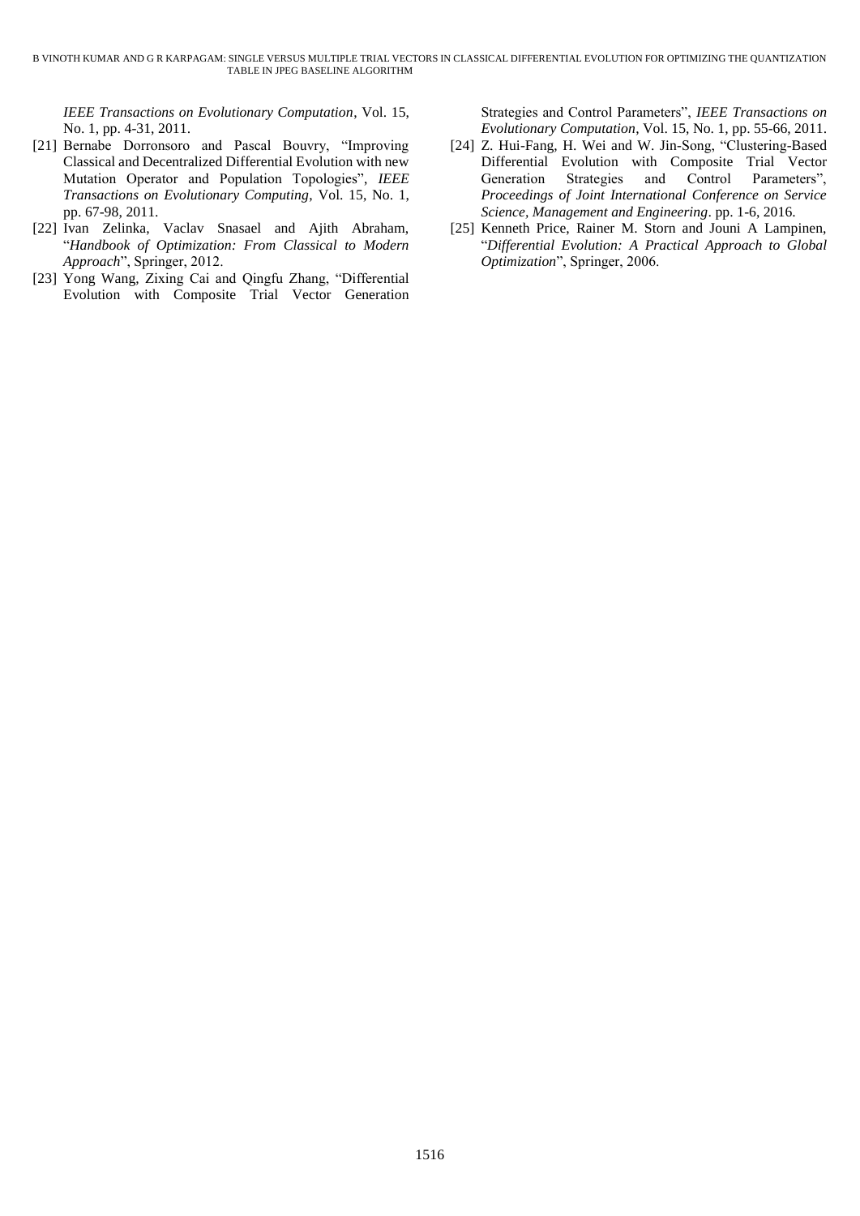*IEEE Transactions on Evolutionary Computation*, Vol. 15, No. 1, pp. 4-31, 2011.

[21] Bernabe Dorronsoro and Pascal Bouvry, "Improving Classical and Decentralized Differential Evolution with new Mutation Operator and Population Topologies", *IEEE Transactions on Evolutionary Computing*, Vol. 15, No. 1, pp. 67-98, 2011.

[22] Ivan Zelinka, Vaclav Snasael and Ajith Abraham, "*Handbook of Optimization: From Classical to Modern Approach*", Springer, 2012.

[23] Yong Wang, Zixing Cai and Qingfu Zhang, "Differential Evolution with Composite Trial Vector Generation Strategies and Control Parameters", *IEEE Transactions on Evolutionary Computation*, Vol. 15, No. 1, pp. 55-66, 2011.

[24] Z. Hui-Fang, H. Wei and W. Jin-Song, "Clustering-Based Differential Evolution with Composite Trial Vector Generation Strategies and Control Parameters", *Proceedings of Joint International Conference on Service Science, Management and Engineering*. pp. 1-6, 2016.

[25] Kenneth Price, Rainer M. Storn and Jouni A Lampinen, "*Differential Evolution: A Practical Approach to Global Optimization*", Springer, 2006.